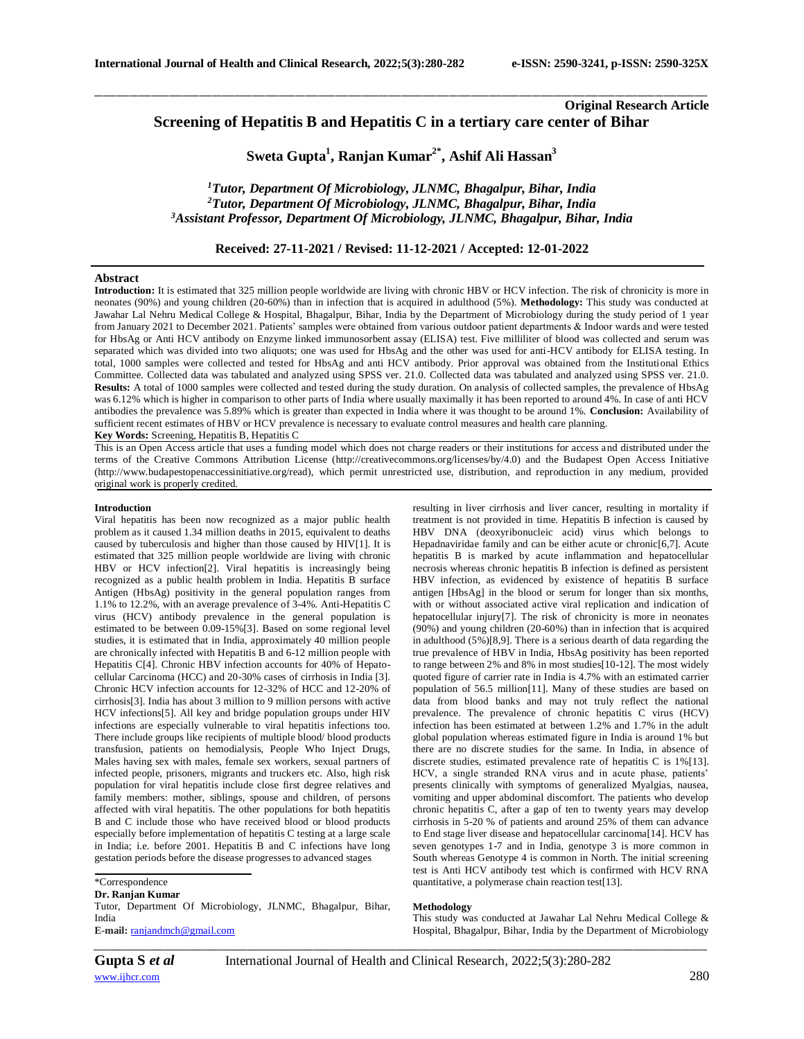Original Research Article

# Screening of Hepatitis B and Hepatitis C in a tertiary care center of Bihar

**Sweta Gupta[1], Ranjan Kumar[2*], Ashif Ali Hassan[3]**

*[1]Tutor, Department Of Microbiology, JLNMC, Bhagalpur, Bihar, India*
*[2]Tutor, Department Of Microbiology, JLNMC, Bhagalpur, Bihar, India*
*[3]Assistant Professor, Department Of Microbiology, JLNMC, Bhagalpur, Bihar, India*

**Received: 27-11-2021 / Revised: 11-12-2021 / Accepted: 12-01-2022**

## Abstract

**Introduction:** It is estimated that 325 million people worldwide are living with chronic HBV or HCV infection. The risk of chronicity is more in neonates (90%) and young children (20-60%) than in infection that is acquired in adulthood (5%). **Methodology:** This study was conducted at Jawahar Lal Nehru Medical College & Hospital, Bhagalpur, Bihar, India by the Department of Microbiology during the study period of 1 year from January 2021 to December 2021. Patients' samples were obtained from various outdoor patient departments & Indoor wards and were tested for HbsAg or Anti HCV antibody on Enzyme linked immunosorbent assay (ELISA) test. Five milliliter of blood was collected and serum was separated which was divided into two aliquots; one was used for HbsAg and the other was used for anti-HCV antibody for ELISA testing. In total, 1000 samples were collected and tested for HbsAg and anti HCV antibody. Prior approval was obtained from the Institutional Ethics Committee. Collected data was tabulated and analyzed using SPSS ver. 21.0. Collected data was tabulated and analyzed using SPSS ver. 21.0. **Results:** A total of 1000 samples were collected and tested during the study duration. On analysis of collected samples, the prevalence of HbsAg was 6.12% which is higher in comparison to other parts of India where usually maximally it has been reported to around 4%. In case of anti HCV antibodies the prevalence was 5.89% which is greater than expected in India where it was thought to be around 1%. **Conclusion:** Availability of sufficient recent estimates of HBV or HCV prevalence is necessary to evaluate control measures and health care planning.

**Key Words:** Screening, Hepatitis B, Hepatitis C

This is an Open Access article that uses a funding model which does not charge readers or their institutions for access and distributed under the terms of the Creative Commons Attribution License (http://creativecommons.org/licenses/by/4.0) and the Budapest Open Access Initiative (http://www.budapestopenaccessinitiative.org/read), which permit unrestricted use, distribution, and reproduction in any medium, provided original work is properly credited.

## Introduction

Viral hepatitis has been now recognized as a major public health problem as it caused 1.34 million deaths in 2015, equivalent to deaths caused by tuberculosis and higher than those caused by HIV[1]. It is estimated that 325 million people worldwide are living with chronic HBV or HCV infection[2]. Viral hepatitis is increasingly being recognized as a public health problem in India. Hepatitis B surface Antigen (HbsAg) positivity in the general population ranges from 1.1% to 12.2%, with an average prevalence of 3-4%. Anti-Hepatitis C virus (HCV) antibody prevalence in the general population is estimated to be between 0.09-15%[3]. Based on some regional level studies, it is estimated that in India, approximately 40 million people are chronically infected with Hepatitis B and 6-12 million people with Hepatitis C[4]. Chronic HBV infection accounts for 40% of Hepatocellular Carcinoma (HCC) and 20-30% cases of cirrhosis in India [3]. Chronic HCV infection accounts for 12-32% of HCC and 12-20% of cirrhosis[3]. India has about 3 million to 9 million persons with active HCV infections[5]. All key and bridge population groups under HIV infections are especially vulnerable to viral hepatitis infections too. There include groups like recipients of multiple blood/ blood products transfusion, patients on hemodialysis, People Who Inject Drugs, Males having sex with males, female sex workers, sexual partners of infected people, prisoners, migrants and truckers etc. Also, high risk population for viral hepatitis include close first degree relatives and family members: mother, siblings, spouse and children, of persons affected with viral hepatitis. The other populations for both hepatitis B and C include those who have received blood or blood products especially before implementation of hepatitis C testing at a large scale in India; i.e. before 2001. Hepatitis B and C infections have long gestation periods before the disease progresses to advanced stages resulting in liver cirrhosis and liver cancer, resulting in mortality if treatment is not provided in time. Hepatitis B infection is caused by HBV DNA (deoxyribonucleic acid) virus which belongs to Hepadnaviridae family and can be either acute or chronic[6,7]. Acute hepatitis B is marked by acute inflammation and hepatocellular necrosis whereas chronic hepatitis B infection is defined as persistent HBV infection, as evidenced by existence of hepatitis B surface antigen [HbsAg] in the blood or serum for longer than six months, with or without associated active viral replication and indication of hepatocellular injury[7]. The risk of chronicity is more in neonates (90%) and young children (20-60%) than in infection that is acquired in adulthood (5%)[8,9]. There is a serious dearth of data regarding the true prevalence of HBV in India, HbsAg positivity has been reported to range between 2% and 8% in most studies[10-12]. The most widely quoted figure of carrier rate in India is 4.7% with an estimated carrier population of 56.5 million[11]. Many of these studies are based on data from blood banks and may not truly reflect the national prevalence. The prevalence of chronic hepatitis C virus (HCV) infection has been estimated at between 1.2% and 1.7% in the adult global population whereas estimated figure in India is around 1% but there are no discrete studies for the same. In India, in absence of discrete studies, estimated prevalence rate of hepatitis C is 1%[13]. HCV, a single stranded RNA virus and in acute phase, patients' presents clinically with symptoms of generalized Myalgias, nausea, vomiting and upper abdominal discomfort. The patients who develop chronic hepatitis C, after a gap of ten to twenty years may develop cirrhosis in 5-20 % of patients and around 25% of them can advance to End stage liver disease and hepatocellular carcinoma[14]. HCV has seven genotypes 1-7 and in India, genotype 3 is more common in South whereas Genotype 4 is common in North. The initial screening test is Anti HCV antibody test which is confirmed with HCV RNA quantitative, a polymerase chain reaction test[13].

## Methodology

This study was conducted at Jawahar Lal Nehru Medical College & Hospital, Bhagalpur, Bihar, India by the Department of Microbiology

\*Correspondence
**Dr. Ranjan Kumar**
Tutor, Department Of Microbiology, JLNMC, Bhagalpur, Bihar, India
**E-mail:** ranjandmch@gmail.com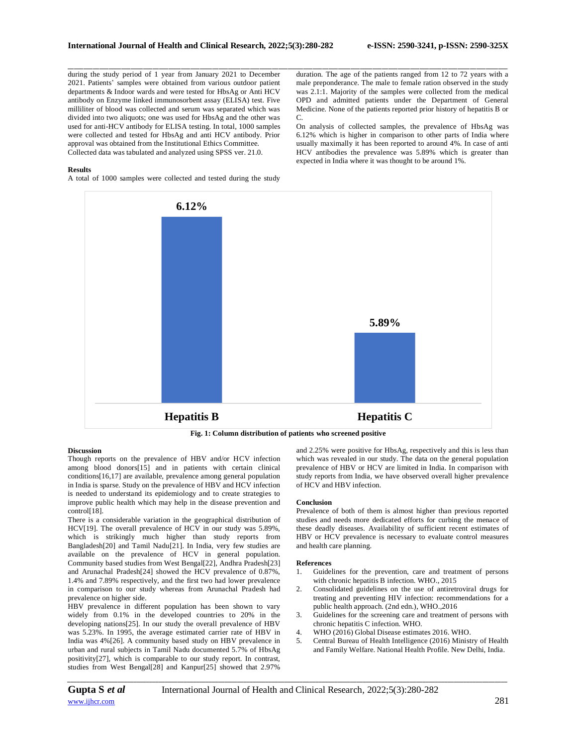during the study period of 1 year from January 2021 to December 2021. Patients' samples were obtained from various outdoor patient departments & Indoor wards and were tested for HbsAg or Anti HCV antibody on Enzyme linked immunosorbent assay (ELISA) test. Five milliliter of blood was collected and serum was separated which was divided into two aliquots; one was used for HbsAg and the other was used for anti-HCV antibody for ELISA testing. In total, 1000 samples were collected and tested for HbsAg and anti HCV antibody. Prior approval was obtained from the Institutional Ethics Committee.
Collected data was tabulated and analyzed using SPSS ver. 21.0.

## Results

A total of 1000 samples were collected and tested during the study duration. The age of the patients ranged from 12 to 72 years with a male preponderance. The male to female ration observed in the study was 2.1:1. Majority of the samples were collected from the medical OPD and admitted patients under the Department of General Medicine. None of the patients reported prior history of hepatitis B or C.

On analysis of collected samples, the prevalence of HbsAg was 6.12% which is higher in comparison to other parts of India where usually maximally it has been reported to around 4%. In case of anti HCV antibodies the prevalence was 5.89% which is greater than expected in India where it was thought to be around 1%.

| | Hepatitis B | Hepatitis C |
|---|---|---|
| Positive | 6.12% | 5.89% |

**Fig. 1: Column distribution of patients who screened positive**

## Discussion

Though reports on the prevalence of HBV and/or HCV infection among blood donors[15] and in patients with certain clinical conditions[16,17] are available, prevalence among general population in India is sparse. Study on the prevalence of HBV and HCV infection is needed to understand its epidemiology and to create strategies to improve public health which may help in the disease prevention and control[18].

There is a considerable variation in the geographical distribution of HCV[19]. The overall prevalence of HCV in our study was 5.89%, which is strikingly much higher than study reports from Bangladesh[20] and Tamil Nadu[21]. In India, very few studies are available on the prevalence of HCV in general population. Community based studies from West Bengal[22], Andhra Pradesh[23] and Arunachal Pradesh[24] showed the HCV prevalence of 0.87%, 1.4% and 7.89% respectively, and the first two had lower prevalence in comparison to our study whereas from Arunachal Pradesh had prevalence on higher side.

HBV prevalence in different population has been shown to vary widely from 0.1% in the developed countries to 20% in the developing nations[25]. In our study the overall prevalence of HBV was 5.23%. In 1995, the average estimated carrier rate of HBV in India was 4%[26]. A community based study on HBV prevalence in urban and rural subjects in Tamil Nadu documented 5.7% of HbsAg positivity[27], which is comparable to our study report. In contrast, studies from West Bengal[28] and Kanpur[25] showed that 2.97% and 2.25% were positive for HbsAg, respectively and this is less than which was revealed in our study. The data on the general population prevalence of HBV or HCV are limited in India. In comparison with study reports from India, we have observed overall higher prevalence of HCV and HBV infection.

## Conclusion

Prevalence of both of them is almost higher than previous reported studies and needs more dedicated efforts for curbing the menace of these deadly diseases. Availability of sufficient recent estimates of HBV or HCV prevalence is necessary to evaluate control measures and health care planning.

## References

1. Guidelines for the prevention, care and treatment of persons with chronic hepatitis B infection. WHO., 2015
2. Consolidated guidelines on the use of antiretroviral drugs for treating and preventing HIV infection: recommendations for a public health approach. (2nd edn.), WHO.,2016
3. Guidelines for the screening care and treatment of persons with chronic hepatitis C infection. WHO.
4. WHO (2016) Global Disease estimates 2016. WHO.
5. Central Bureau of Health Intelligence (2016) Ministry of Health and Family Welfare. National Health Profile. New Delhi, India.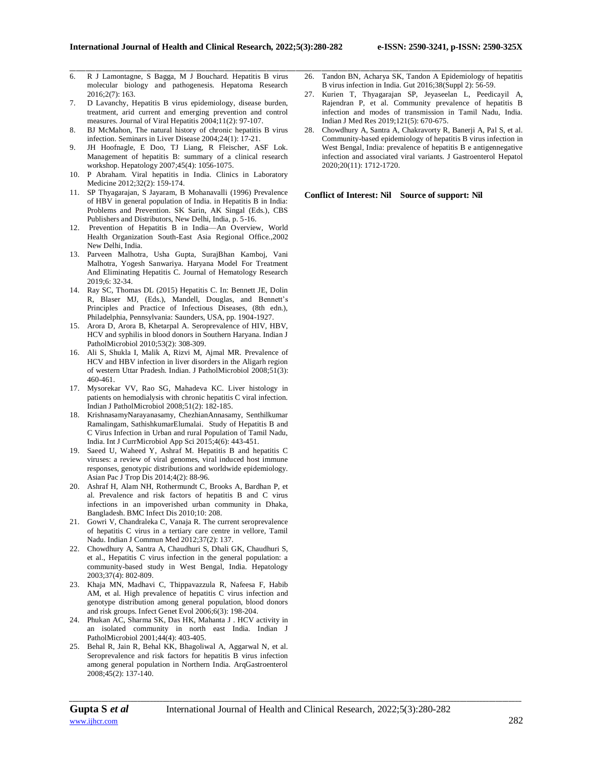6. R J Lamontagne, S Bagga, M J Bouchard. Hepatitis B virus molecular biology and pathogenesis. Hepatoma Research 2016;2(7): 163.
7. D Lavanchy, Hepatitis B virus epidemiology, disease burden, treatment, arid current and emerging prevention and control measures. Journal of Viral Hepatitis 2004;11(2): 97-107.
8. BJ McMahon, The natural history of chronic hepatitis B virus infection. Seminars in Liver Disease 2004;24(1): 17-21.
9. JH Hoofnagle, E Doo, TJ Liang, R Fleischer, ASF Lok. Management of hepatitis B: summary of a clinical research workshop. Hepatology 2007;45(4): 1056-1075.
10. P Abraham. Viral hepatitis in India. Clinics in Laboratory Medicine 2012;32(2): 159-174.
11. SP Thyagarajan, S Jayaram, B Mohanavalli (1996) Prevalence of HBV in general population of India. in Hepatitis B in India: Problems and Prevention. SK Sarin, AK Singal (Eds.), CBS Publishers and Distributors, New Delhi, India, p. 5-16.
12. Prevention of Hepatitis B in India—An Overview, World Health Organization South-East Asia Regional Office.,2002 New Delhi, India.
13. Parveen Malhotra, Usha Gupta, SurajBhan Kamboj, Vani Malhotra, Yogesh Sanwariya. Haryana Model For Treatment And Eliminating Hepatitis C. Journal of Hematology Research 2019;6: 32-34.
14. Ray SC, Thomas DL (2015) Hepatitis C. In: Bennett JE, Dolin R, Blaser MJ, (Eds.), Mandell, Douglas, and Bennett's Principles and Practice of Infectious Diseases, (8th edn.), Philadelphia, Pennsylvania: Saunders, USA, pp. 1904-1927.
15. Arora D, Arora B, Khetarpal A. Seroprevalence of HIV, HBV, HCV and syphilis in blood donors in Southern Haryana. Indian J PatholMicrobiol 2010;53(2): 308-309.
16. Ali S, Shukla I, Malik A, Rizvi M, Ajmal MR. Prevalence of HCV and HBV infection in liver disorders in the Aligarh region of western Uttar Pradesh. Indian. J PatholMicrobiol 2008;51(3): 460-461.
17. Mysorekar VV, Rao SG, Mahadeva KC. Liver histology in patients on hemodialysis with chronic hepatitis C viral infection. Indian J PatholMicrobiol 2008;51(2): 182-185.
18. KrishnasamyNarayanasamy, ChezhianAnnasamy, Senthilkumar Ramalingam, SathishkumarElumalai. Study of Hepatitis B and C Virus Infection in Urban and rural Population of Tamil Nadu, India. Int J CurrMicrobiol App Sci 2015;4(6): 443-451.
19. Saeed U, Waheed Y, Ashraf M. Hepatitis B and hepatitis C viruses: a review of viral genomes, viral induced host immune responses, genotypic distributions and worldwide epidemiology. Asian Pac J Trop Dis 2014;4(2): 88-96.
20. Ashraf H, Alam NH, Rothermundt C, Brooks A, Bardhan P, et al. Prevalence and risk factors of hepatitis B and C virus infections in an impoverished urban community in Dhaka, Bangladesh. BMC Infect Dis 2010;10: 208.
21. Gowri V, Chandraleka C, Vanaja R. The current seroprevalence of hepatitis C virus in a tertiary care centre in vellore, Tamil Nadu. Indian J Commun Med 2012;37(2): 137.
22. Chowdhury A, Santra A, Chaudhuri S, Dhali GK, Chaudhuri S, et al., Hepatitis C virus infection in the general population: a community-based study in West Bengal, India. Hepatology 2003;37(4): 802-809.
23. Khaja MN, Madhavi C, Thippavazzula R, Nafeesa F, Habib AM, et al. High prevalence of hepatitis C virus infection and genotype distribution among general population, blood donors and risk groups. Infect Genet Evol 2006;6(3): 198-204.
24. Phukan AC, Sharma SK, Das HK, Mahanta J . HCV activity in an isolated community in north east India. Indian J PatholMicrobiol 2001;44(4): 403-405.
25. Behal R, Jain R, Behal KK, Bhagoliwal A, Aggarwal N, et al. Seroprevalence and risk factors for hepatitis B virus infection among general population in Northern India. ArqGastroenterol 2008;45(2): 137-140.
26. Tandon BN, Acharya SK, Tandon A Epidemiology of hepatitis B virus infection in India. Gut 2016;38(Suppl 2): 56-59.
27. Kurien T, Thyagarajan SP, Jeyaseelan L, Peedicayil A, Rajendran P, et al. Community prevalence of hepatitis B infection and modes of transmission in Tamil Nadu, India. Indian J Med Res 2019;121(5): 670-675.
28. Chowdhury A, Santra A, Chakravorty R, Banerji A, Pal S, et al. Community-based epidemiology of hepatitis B virus infection in West Bengal, India: prevalence of hepatitis B e antigennegative infection and associated viral variants. J Gastroenterol Hepatol 2020;20(11): 1712-1720.

**Conflict of Interest: Nil Source of support: Nil**